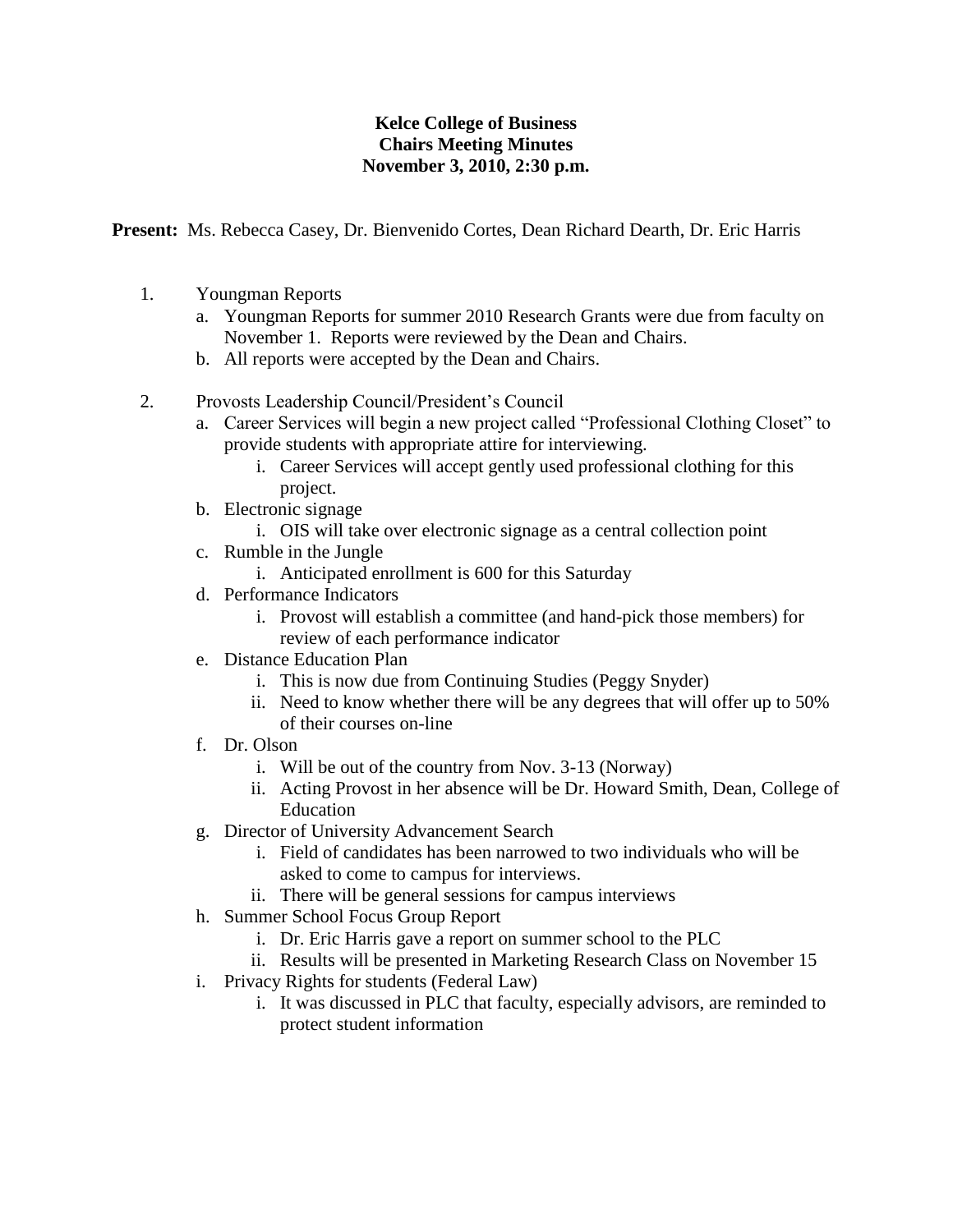**Kelce College of Business**
**Chairs Meeting Minutes**
**November 3, 2010, 2:30 p.m.**

**Present:** Ms. Rebecca Casey, Dr. Bienvenido Cortes, Dean Richard Dearth, Dr. Eric Harris

1. Youngman Reports
   a. Youngman Reports for summer 2010 Research Grants were due from faculty on November 1. Reports were reviewed by the Dean and Chairs.
   b. All reports were accepted by the Dean and Chairs.

2. Provosts Leadership Council/President's Council
   a. Career Services will begin a new project called "Professional Clothing Closet" to provide students with appropriate attire for interviewing.
      i. Career Services will accept gently used professional clothing for this project.
   b. Electronic signage
      i. OIS will take over electronic signage as a central collection point
   c. Rumble in the Jungle
      i. Anticipated enrollment is 600 for this Saturday
   d. Performance Indicators
      i. Provost will establish a committee (and hand-pick those members) for review of each performance indicator
   e. Distance Education Plan
      i. This is now due from Continuing Studies (Peggy Snyder)
      ii. Need to know whether there will be any degrees that will offer up to 50% of their courses on-line
   f. Dr. Olson
      i. Will be out of the country from Nov. 3-13 (Norway)
      ii. Acting Provost in her absence will be Dr. Howard Smith, Dean, College of Education
   g. Director of University Advancement Search
      i. Field of candidates has been narrowed to two individuals who will be asked to come to campus for interviews.
      ii. There will be general sessions for campus interviews
   h. Summer School Focus Group Report
      i. Dr. Eric Harris gave a report on summer school to the PLC
      ii. Results will be presented in Marketing Research Class on November 15
   i. Privacy Rights for students (Federal Law)
      i. It was discussed in PLC that faculty, especially advisors, are reminded to protect student information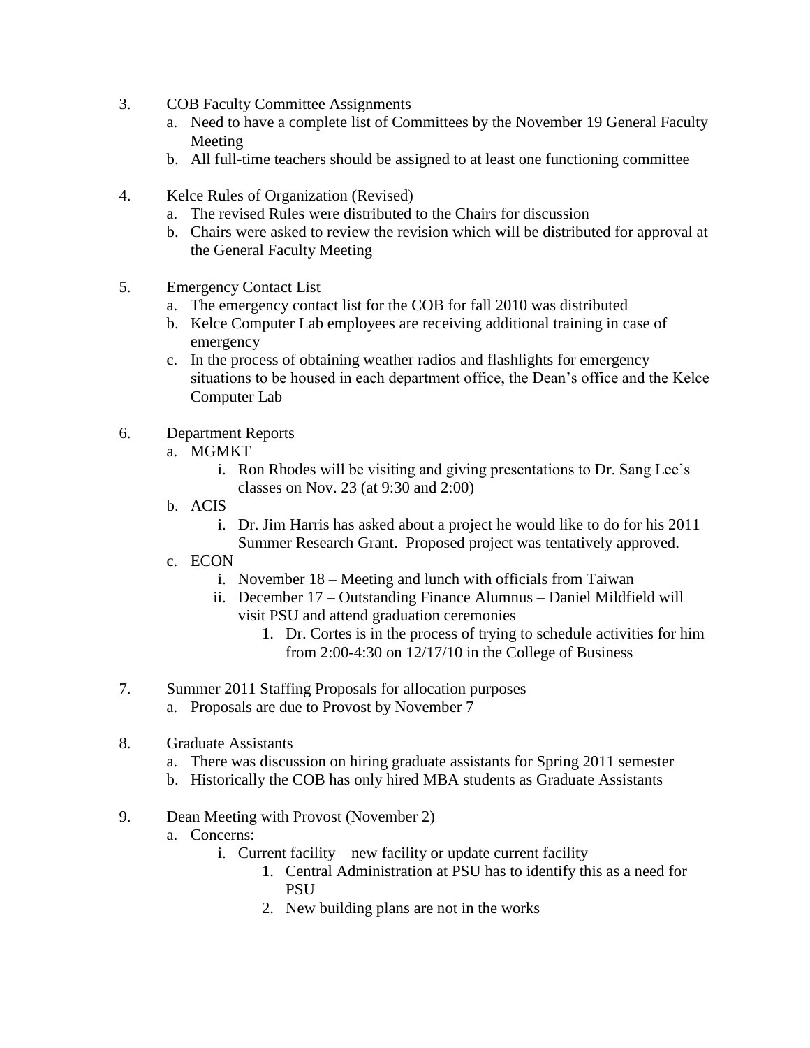3. COB Faculty Committee Assignments
   a. Need to have a complete list of Committees by the November 19 General Faculty Meeting
   b. All full-time teachers should be assigned to at least one functioning committee

4. Kelce Rules of Organization (Revised)
   a. The revised Rules were distributed to the Chairs for discussion
   b. Chairs were asked to review the revision which will be distributed for approval at the General Faculty Meeting

5. Emergency Contact List
   a. The emergency contact list for the COB for fall 2010 was distributed
   b. Kelce Computer Lab employees are receiving additional training in case of emergency
   c. In the process of obtaining weather radios and flashlights for emergency situations to be housed in each department office, the Dean's office and the Kelce Computer Lab

6. Department Reports
   a. MGMKT
      i. Ron Rhodes will be visiting and giving presentations to Dr. Sang Lee's classes on Nov. 23 (at 9:30 and 2:00)
   b. ACIS
      i. Dr. Jim Harris has asked about a project he would like to do for his 2011 Summer Research Grant. Proposed project was tentatively approved.
   c. ECON
      i. November 18 – Meeting and lunch with officials from Taiwan
      ii. December 17 – Outstanding Finance Alumnus – Daniel Mildfield will visit PSU and attend graduation ceremonies
         1. Dr. Cortes is in the process of trying to schedule activities for him from 2:00-4:30 on 12/17/10 in the College of Business

7. Summer 2011 Staffing Proposals for allocation purposes
   a. Proposals are due to Provost by November 7

8. Graduate Assistants
   a. There was discussion on hiring graduate assistants for Spring 2011 semester
   b. Historically the COB has only hired MBA students as Graduate Assistants

9. Dean Meeting with Provost (November 2)
   a. Concerns:
      i. Current facility – new facility or update current facility
         1. Central Administration at PSU has to identify this as a need for PSU
         2. New building plans are not in the works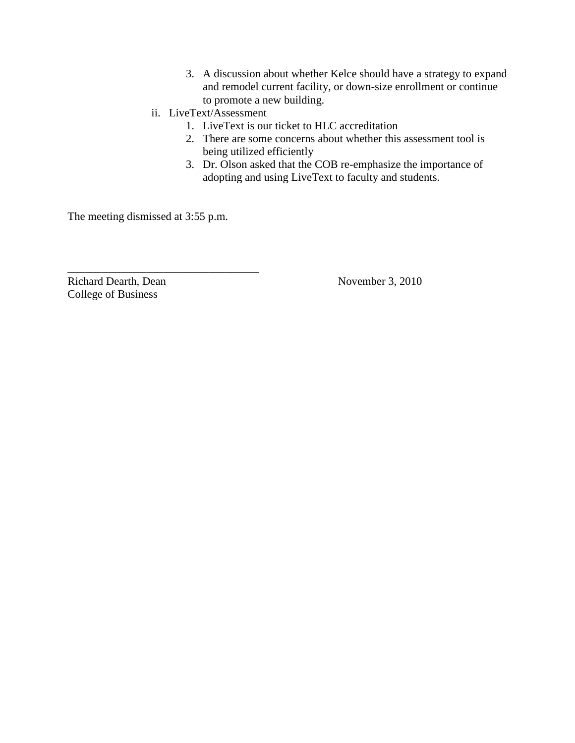3. A discussion about whether Kelce should have a strategy to expand and remodel current facility, or down-size enrollment or continue to promote a new building.

ii. LiveText/Assessment
   1. LiveText is our ticket to HLC accreditation
   2. There are some concerns about whether this assessment tool is being utilized efficiently
   3. Dr. Olson asked that the COB re-emphasize the importance of adopting and using LiveText to faculty and students.

The meeting dismissed at 3:55 p.m.

___________________________________

Richard Dearth, Dean
College of Business

November 3, 2010